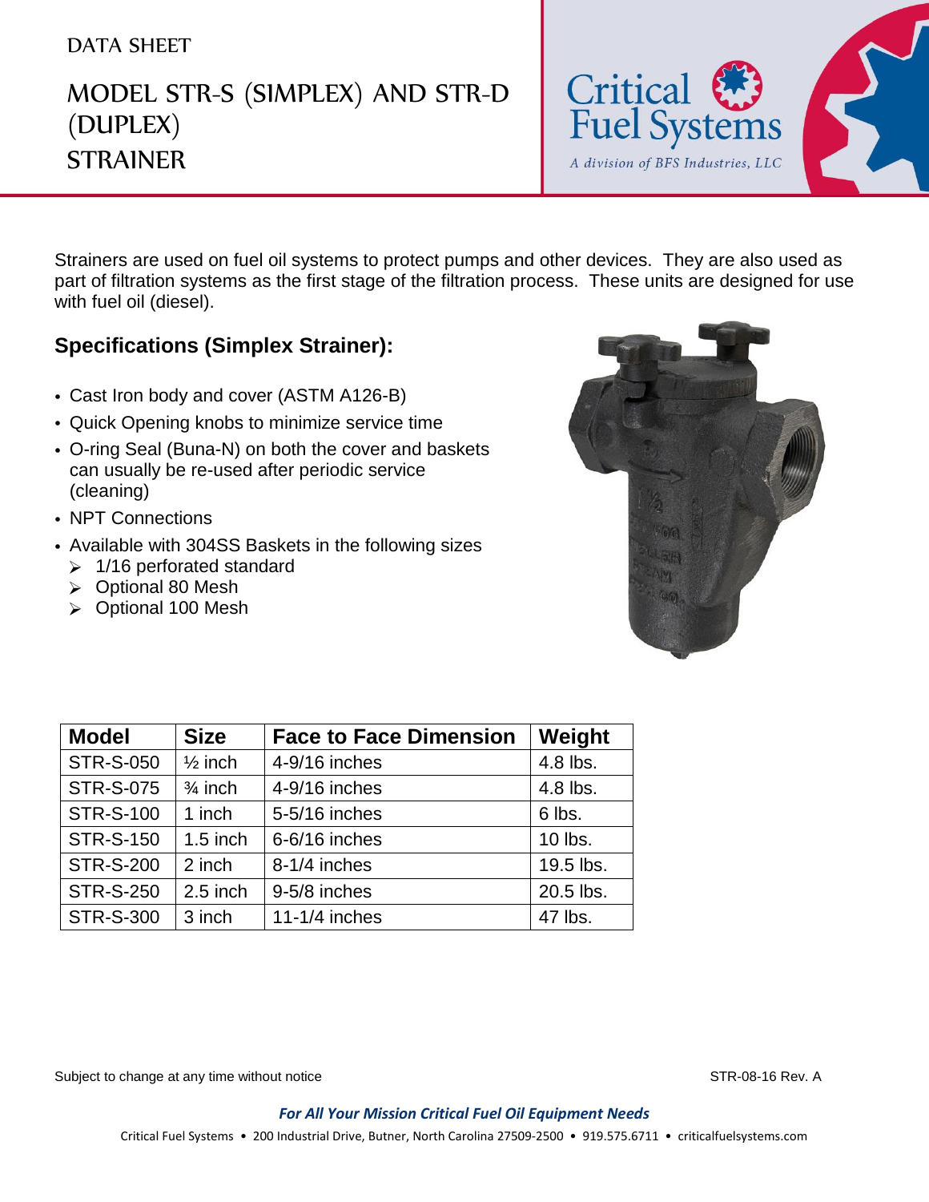DATA SHEET

# MODEL STR-S (SIMPLEX) AND STR-D (DUPLEX) STRAINER

Critical Fuel Systems
*A division of BFS Industries, LLC*

Straihers are used on fuel oil systems to protect pumps and other devices. They are also used as part of filtration systems as the first stage of the filtration process. These units are designed for use with fuel oil (diesel).

## Specifications (Simplex Strainer):

- Cast Iron body and cover (ASTM A126-B)
- Quick Opening knobs to minimize service time
- O-ring Seal (Buna-N) on both the cover and baskets can usually be re-used after periodic service (cleaning)
- NPT Connections
- Available with 304SS Baskets in the following sizes
  - 1/16 perforated standard
  - Optional 80 Mesh
  - Optional 100 Mesh

| Model | Size | Face to Face Dimension | Weight |
|---|---|---|---|
| STR-S-050 | ½ inch | 4-9/16 inches | 4.8 lbs. |
| STR-S-075 | ¾ inch | 4-9/16 inches | 4.8 lbs. |
| STR-S-100 | 1 inch | 5-5/16 inches | 6 lbs. |
| STR-S-150 | 1.5 inch | 6-6/16 inches | 10 lbs. |
| STR-S-200 | 2 inch | 8-1/4 inches | 19.5 lbs. |
| STR-S-250 | 2.5 inch | 9-5/8 inches | 20.5 lbs. |
| STR-S-300 | 3 inch | 11-1/4 inches | 47 lbs. |

Subject to change at any time without notice

STR-08-16 Rev. A

***For All Your Mission Critical Fuel Oil Equipment Needs***

Critical Fuel Systems • 200 Industrial Drive, Butner, North Carolina 27509-2500 • 919.575.6711 • criticalfuelsystems.com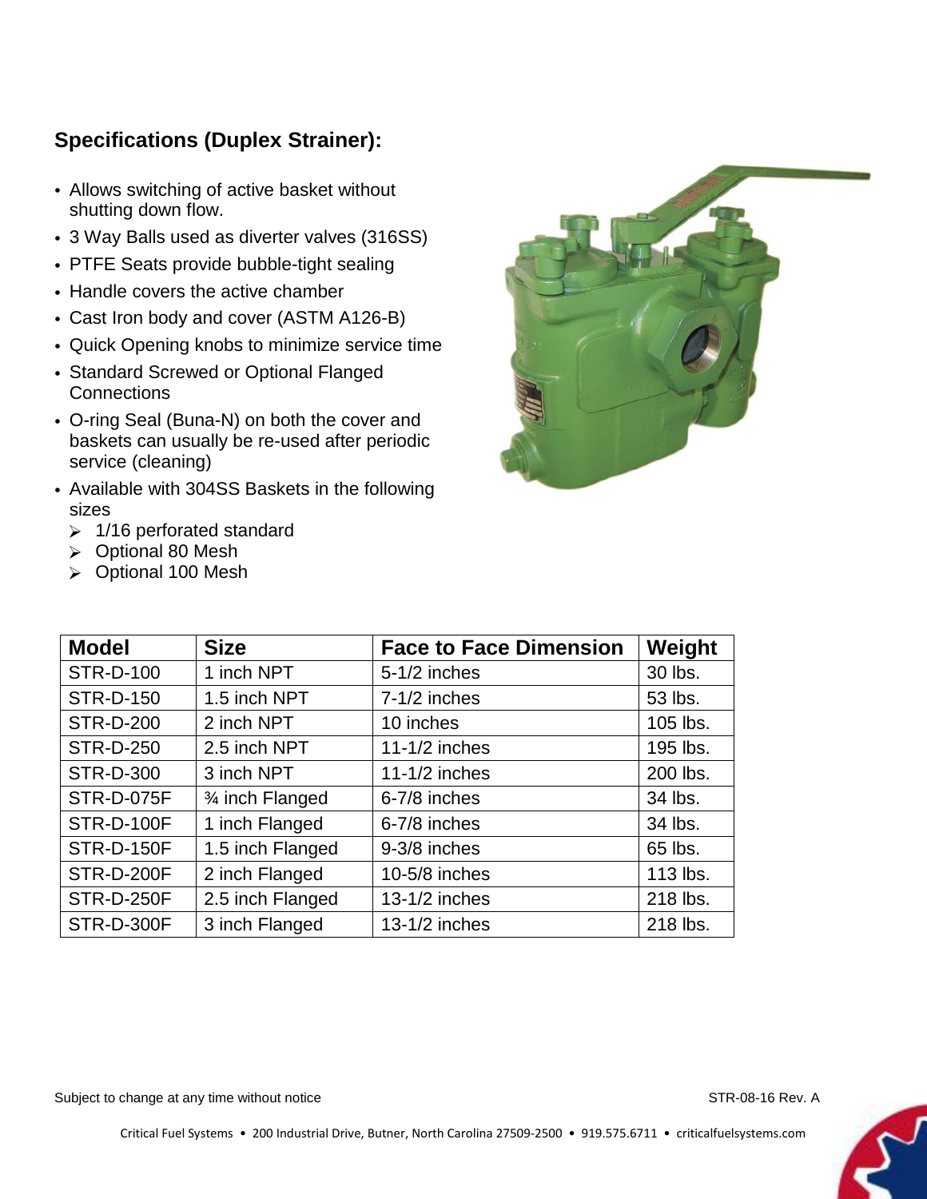## Specifications (Duplex Strainer):

- Allows switching of active basket without shutting down flow.
- 3 Way Balls used as diverter valves (316SS)
- PTFE Seats provide bubble-tight sealing
- Handle covers the active chamber
- Cast Iron body and cover (ASTM A126-B)
- Quick Opening knobs to minimize service time
- Standard Screwed or Optional Flanged Connections
- O-ring Seal (Buna-N) on both the cover and baskets can usually be re-used after periodic service (cleaning)
- Available with 304SS Baskets in the following sizes
  - 1/16 perforated standard
  - Optional 80 Mesh
  - Optional 100 Mesh

| Model | Size | Face to Face Dimension | Weight |
|---|---|---|---|
| STR-D-100 | 1 inch NPT | 5-1/2 inches | 30 lbs. |
| STR-D-150 | 1.5 inch NPT | 7-1/2 inches | 53 lbs. |
| STR-D-200 | 2 inch NPT | 10 inches | 105 lbs. |
| STR-D-250 | 2.5 inch NPT | 11-1/2 inches | 195 lbs. |
| STR-D-300 | 3 inch NPT | 11-1/2 inches | 200 lbs. |
| STR-D-075F | ¾ inch Flanged | 6-7/8 inches | 34 lbs. |
| STR-D-100F | 1 inch Flanged | 6-7/8 inches | 34 lbs. |
| STR-D-150F | 1.5 inch Flanged | 9-3/8 inches | 65 lbs. |
| STR-D-200F | 2 inch Flanged | 10-5/8 inches | 113 lbs. |
| STR-D-250F | 2.5 inch Flanged | 13-1/2 inches | 218 lbs. |
| STR-D-300F | 3 inch Flanged | 13-1/2 inches | 218 lbs. |

Subject to change at any time without notice

STR-08-16 Rev. A

Critical Fuel Systems • 200 Industrial Drive, Butner, North Carolina 27509-2500 • 919.575.6711 • criticalfuelsystems.com